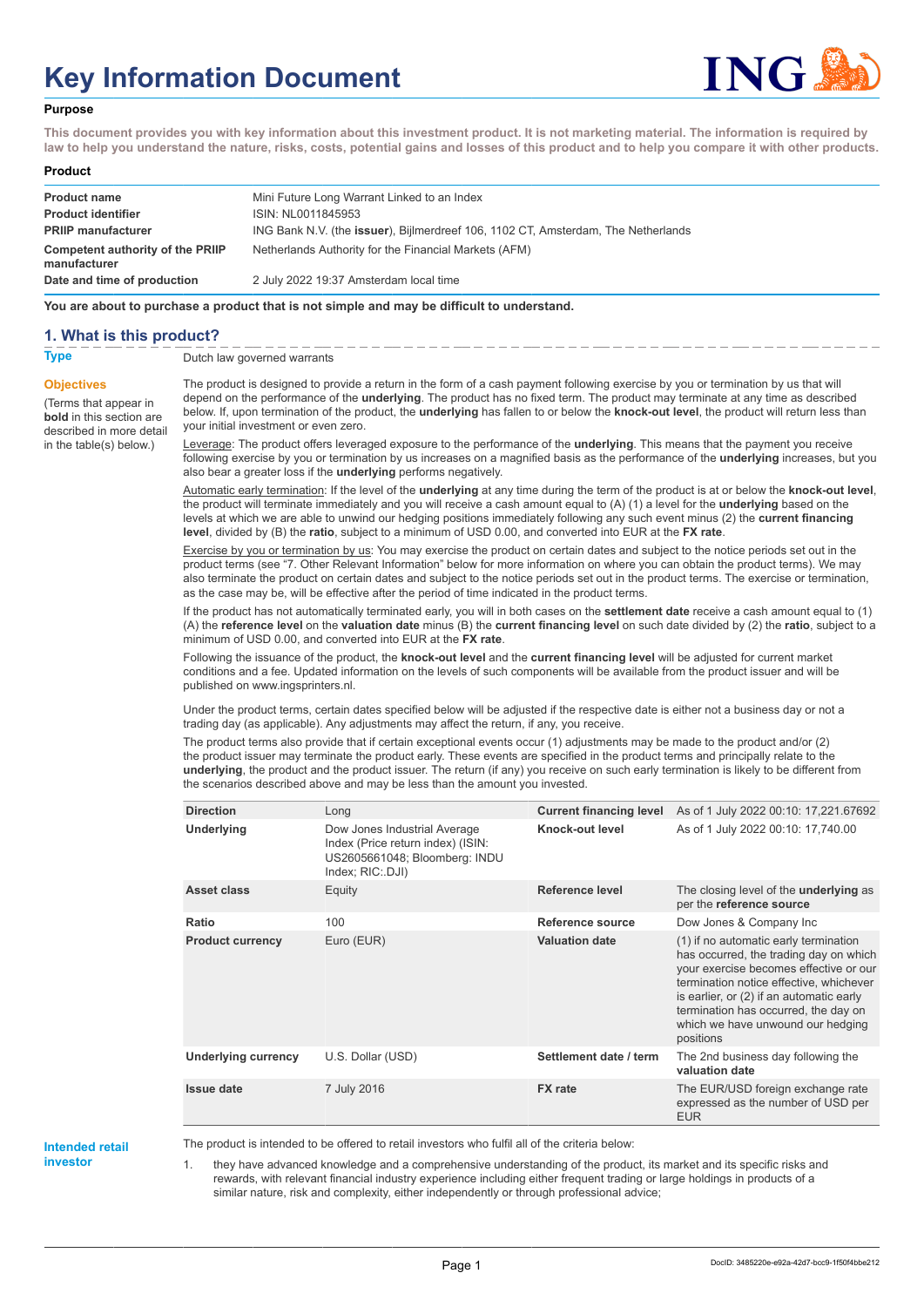# Key Information Document

**Purpose**

**This document provides you with key information about this investment product. It is not marketing material. The information is required by law to help you understand the nature, risks, costs, potential gains and losses of this product and to help you compare it with other products.**

**Product**

| | |
|---|---|
| **Product name** | Mini Future Long Warrant Linked to an Index |
| **Product identifier** | ISIN: NL0011845953 |
| **PRIIP manufacturer** | ING Bank N.V. (the **issuer**), Bijlmerdreef 106, 1102 CT, Amsterdam, The Netherlands |
| **Competent authority of the PRIIP manufacturer** | Netherlands Authority for the Financial Markets (AFM) |
| **Date and time of production** | 2 July 2022 19:37 Amsterdam local time |

**You are about to purchase a product that is not simple and may be difficult to understand.**

## 1. What is this product?

**Type**

Dutch law governed warrants

**Objectives**

(Terms that appear in **bold** in this section are described in more detail in the table(s) below.)

The product is designed to provide a return in the form of a cash payment following exercise by you or termination by us that will depend on the performance of the **underlying**. The product has no fixed term. The product may terminate at any time as described below. If, upon termination of the product, the **underlying** has fallen to or below the **knock-out level**, the product will return less than your initial investment or even zero.

Leverage: The product offers leveraged exposure to the performance of the **underlying**. This means that the payment you receive following exercise by you or termination by us increases on a magnified basis as the performance of the **underlying** increases, but you also bear a greater loss if the **underlying** performs negatively.

Automatic early termination: If the level of the **underlying** at any time during the term of the product is at or below the **knock-out level**, the product will terminate immediately and you will receive a cash amount equal to (A) (1) a level for the **underlying** based on the levels at which we are able to unwind our hedging positions immediately following any such event minus (2) the **current financing level**, divided by (B) the **ratio**, subject to a minimum of USD 0.00, and converted into EUR at the **FX rate**.

Exercise by you or termination by us: You may exercise the product on certain dates and subject to the notice periods set out in the product terms (see "7. Other Relevant Information" below for more information on where you can obtain the product terms). We may also terminate the product on certain dates and subject to the notice periods set out in the product terms. The exercise or termination, as the case may be, will be effective after the period of time indicated in the product terms.

If the product has not automatically terminated early, you will in both cases on the **settlement date** receive a cash amount equal to (1) (A) the **reference level** on the **valuation date** minus (B) the **current financing level** on such date divided by (2) the **ratio**, subject to a minimum of USD 0.00, and converted into EUR at the **FX rate**.

Following the issuance of the product, the **knock-out level** and the **current financing level** will be adjusted for current market conditions and a fee. Updated information on the levels of such components will be available from the product issuer and will be published on www.ingsprinters.nl.

Under the product terms, certain dates specified below will be adjusted if the respective date is either not a business day or not a trading day (as applicable). Any adjustments may affect the return, if any, you receive.

The product terms also provide that if certain exceptional events occur (1) adjustments may be made to the product and/or (2) the product issuer may terminate the product early. These events are specified in the product terms and principally relate to the **underlying**, the product and the product issuer. The return (if any) you receive on such early termination is likely to be different from the scenarios described above and may be less than the amount you invested.

| | | | |
|---|---|---|---|
| **Direction** | Long | **Current financing level** | As of 1 July 2022 00:10: 17,221.67692 |
| **Underlying** | Dow Jones Industrial Average Index (Price return index) (ISIN: US2605661048; Bloomberg: INDU Index; RIC:.DJI) | **Knock-out level** | As of 1 July 2022 00:10: 17,740.00 |
| **Asset class** | Equity | **Reference level** | The closing level of the **underlying** as per the **reference source** |
| **Ratio** | 100 | **Reference source** | Dow Jones & Company Inc |
| **Product currency** | Euro (EUR) | **Valuation date** | (1) if no automatic early termination has occurred, the trading day on which your exercise becomes effective or our termination notice effective, whichever is earlier, or (2) if an automatic early termination has occurred, the day on which we have unwound our hedging positions |
| **Underlying currency** | U.S. Dollar (USD) | **Settlement date / term** | The 2nd business day following the **valuation date** |
| **Issue date** | 7 July 2016 | **FX rate** | The EUR/USD foreign exchange rate expressed as the number of USD per EUR |

**Intended retail investor**

The product is intended to be offered to retail investors who fulfil all of the criteria below:

1. they have advanced knowledge and a comprehensive understanding of the product, its market and its specific risks and rewards, with relevant financial industry experience including either frequent trading or large holdings in products of a similar nature, risk and complexity, either independently or through professional advice;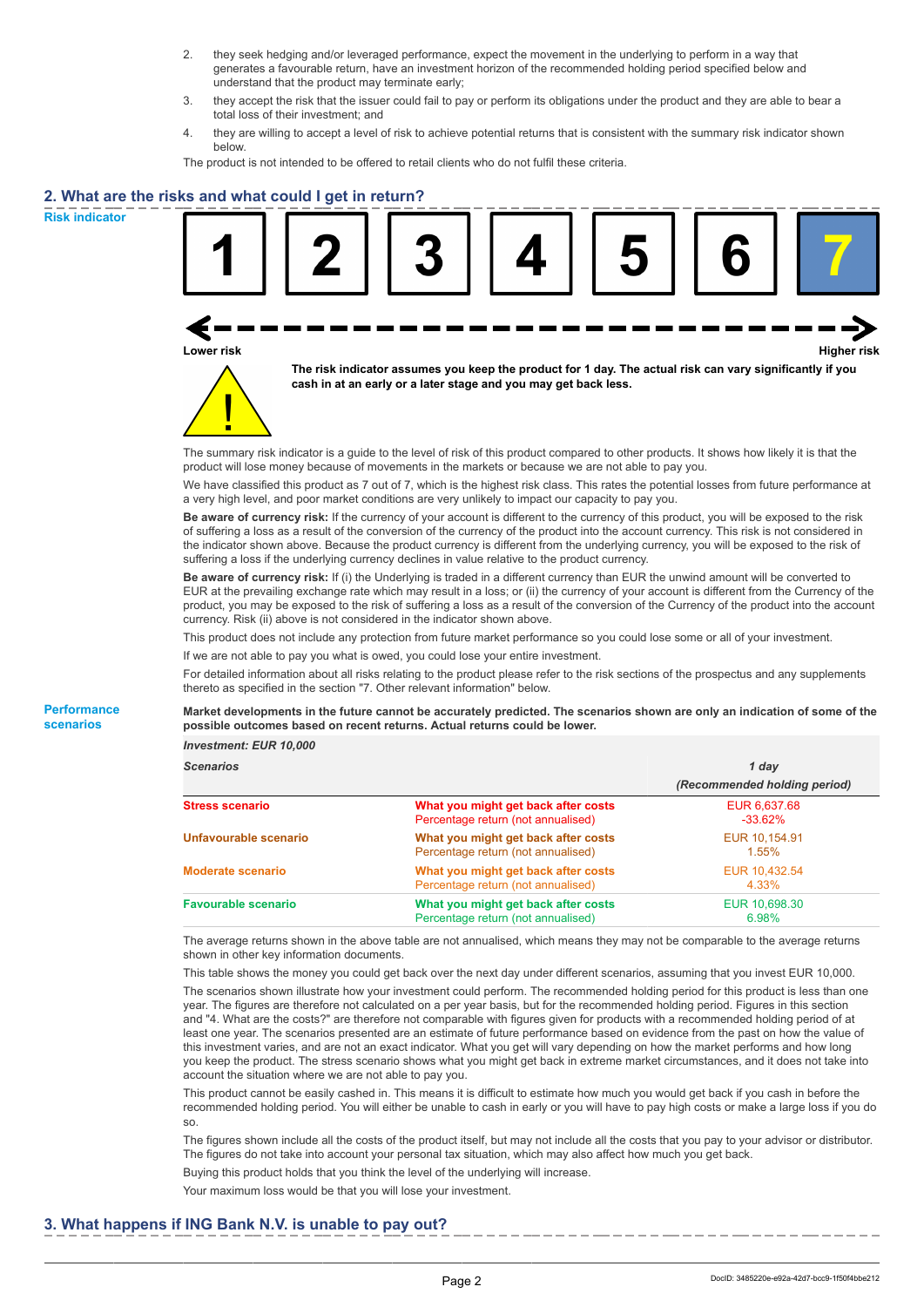2. they seek hedging and/or leveraged performance, expect the movement in the underlying to perform in a way that generates a favourable return, have an investment horizon of the recommended holding period specified below and understand that the product may terminate early;
3. they accept the risk that the issuer could fail to pay or perform its obligations under the product and they are able to bear a total loss of their investment; and
4. they are willing to accept a level of risk to achieve potential returns that is consistent with the summary risk indicator shown below.

The product is not intended to be offered to retail clients who do not fulfil these criteria.

## 2. What are the risks and what could I get in return?

**Risk indicator**

1 2 3 4 5 6 **7**

Lower risk — Higher risk

**The risk indicator assumes you keep the product for 1 day. The actual risk can vary significantly if you cash in at an early or a later stage and you may get back less.**

The summary risk indicator is a guide to the level of risk of this product compared to other products. It shows how likely it is that the product will lose money because of movements in the markets or because we are not able to pay you.

We have classified this product as 7 out of 7, which is the highest risk class. This rates the potential losses from future performance at a very high level, and poor market conditions are very unlikely to impact our capacity to pay you.

**Be aware of currency risk:** If the currency of your account is different to the currency of this product, you will be exposed to the risk of suffering a loss as a result of the conversion of the currency of the product into the account currency. This risk is not considered in the indicator shown above. Because the product currency is different from the underlying currency, you will be exposed to the risk of suffering a loss if the underlying currency declines in value relative to the product currency.

**Be aware of currency risk:** If (i) the Underlying is traded in a different currency than EUR the unwind amount will be converted to EUR at the prevailing exchange rate which may result in a loss; or (ii) the currency of your account is different from the Currency of the product, you may be exposed to the risk of suffering a loss as a result of the conversion of the Currency of the product into the account currency. Risk (ii) above is not considered in the indicator shown above.

This product does not include any protection from future market performance so you could lose some or all of your investment.

If we are not able to pay you what is owed, you could lose your entire investment.

For detailed information about all risks relating to the product please refer to the risk sections of the prospectus and any supplements thereto as specified in the section "7. Other relevant information" below.

**Performance scenarios**

**Market developments in the future cannot be accurately predicted. The scenarios shown are only an indication of some of the possible outcomes based on recent returns. Actual returns could be lower.**

*Investment: EUR 10,000*

| *Scenarios* | | *1 day (Recommended holding period)* |
|---|---|---|
| **Stress scenario** | **What you might get back after costs** | EUR 6,637.68 |
| | Percentage return (not annualised) | -33.62% |
| **Unfavourable scenario** | **What you might get back after costs** | EUR 10,154.91 |
| | Percentage return (not annualised) | 1.55% |
| **Moderate scenario** | **What you might get back after costs** | EUR 10,432.54 |
| | Percentage return (not annualised) | 4.33% |
| **Favourable scenario** | **What you might get back after costs** | EUR 10,698.30 |
| | Percentage return (not annualised) | 6.98% |

The average returns shown in the above table are not annualised, which means they may not be comparable to the average returns shown in other key information documents.

This table shows the money you could get back over the next day under different scenarios, assuming that you invest EUR 10,000.

The scenarios shown illustrate how your investment could perform. The recommended holding period for this product is less than one year. The figures are therefore not calculated on a per year basis, but for the recommended holding period. Figures in this section and "4. What are the costs?" are therefore not comparable with figures given for products with a recommended holding period of at least one year. The scenarios presented are an estimate of future performance based on evidence from the past on how the value of this investment varies, and are not an exact indicator. What you get will vary depending on how the market performs and how long you keep the product. The stress scenario shows what you might get back in extreme market circumstances, and it does not take into account the situation where we are not able to pay you.

This product cannot be easily cashed in. This means it is difficult to estimate how much you would get back if you cash in before the recommended holding period. You will either be unable to cash in early or you will have to pay high costs or make a large loss if you do so.

The figures shown include all the costs of the product itself, but may not include all the costs that you pay to your advisor or distributor. The figures do not take into account your personal tax situation, which may also affect how much you get back.

Buying this product holds that you think the level of the underlying will increase.

Your maximum loss would be that you will lose your investment.

## 3. What happens if ING Bank N.V. is unable to pay out?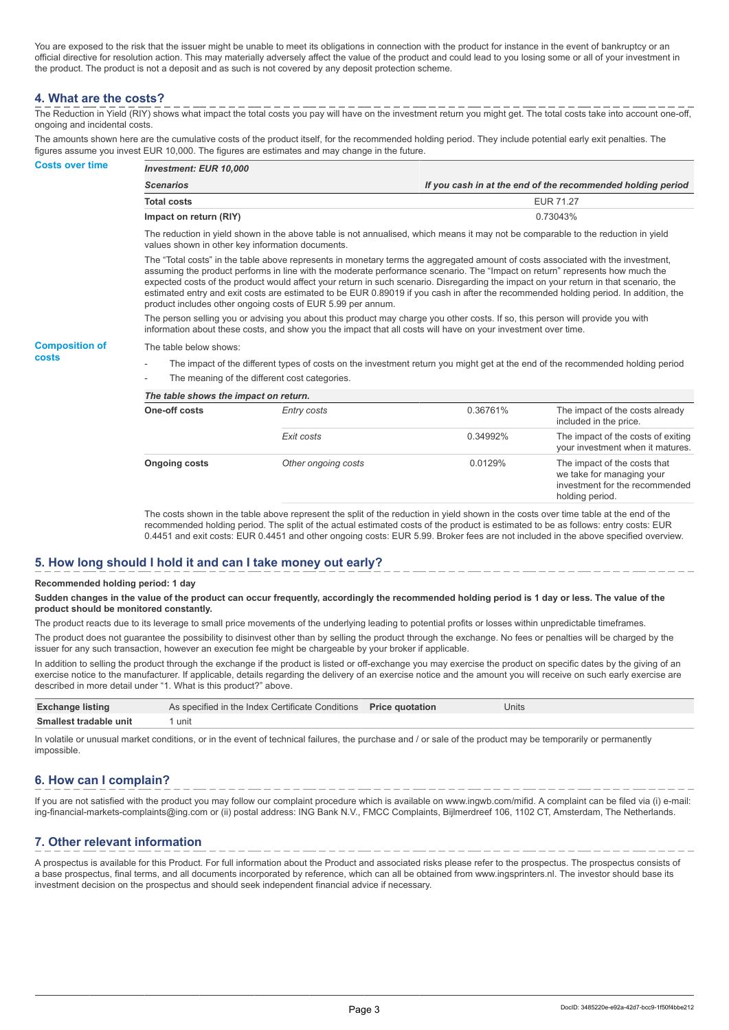You are exposed to the risk that the issuer might be unable to meet its obligations in connection with the product for instance in the event of bankruptcy or an official directive for resolution action. This may materially adversely affect the value of the product and could lead to you losing some or all of your investment in the product. The product is not a deposit and as such is not covered by any deposit protection scheme.

## 4. What are the costs?

The Reduction in Yield (RIY) shows what impact the total costs you pay will have on the investment return you might get. The total costs take into account one-off, ongoing and incidental costs.

The amounts shown here are the cumulative costs of the product itself, for the recommended holding period. They include potential early exit penalties. The figures assume you invest EUR 10,000. The figures are estimates and may change in the future.

### Costs over time

| *Investment: EUR 10,000* | |
|---|---|
| ***Scenarios*** | ***If you cash in at the end of the recommended holding period*** |
| **Total costs** | EUR 71.27 |
| **Impact on return (RIY)** | 0.73043% |

The reduction in yield shown in the above table is not annualised, which means it may not be comparable to the reduction in yield values shown in other key information documents.

The "Total costs" in the table above represents in monetary terms the aggregated amount of costs associated with the investment, assuming the product performs in line with the moderate performance scenario. The "Impact on return" represents how much the expected costs of the product would affect your return in such scenario. Disregarding the impact on your return in that scenario, the estimated entry and exit costs are estimated to be EUR 0.89019 if you cash in after the recommended holding period. In addition, the product includes other ongoing costs of EUR 5.99 per annum.

The person selling you or advising you about this product may charge you other costs. If so, this person will provide you with information about these costs, and show you the impact that all costs will have on your investment over time.

### Composition of costs

The table below shows:

- The impact of the different types of costs on the investment return you might get at the end of the recommended holding period
- The meaning of the different cost categories.

| *The table shows the impact on return.* | | | |
|---|---|---|---|
| **One-off costs** | *Entry costs* | 0.36761% | The impact of the costs already included in the price. |
| | *Exit costs* | 0.34992% | The impact of the costs of exiting your investment when it matures. |
| **Ongoing costs** | *Other ongoing costs* | 0.0129% | The impact of the costs that we take for managing your investment for the recommended holding period. |

The costs shown in the table above represent the split of the reduction in yield shown in the costs over time table at the end of the recommended holding period. The split of the actual estimated costs of the product is estimated to be as follows: entry costs: EUR 0.4451 and exit costs: EUR 0.4451 and other ongoing costs: EUR 5.99. Broker fees are not included in the above specified overview.

## 5. How long should I hold it and can I take money out early?

**Recommended holding period: 1 day**

**Sudden changes in the value of the product can occur frequently, accordingly the recommended holding period is 1 day or less. The value of the product should be monitored constantly.**

The product reacts due to its leverage to small price movements of the underlying leading to potential profits or losses within unpredictable timeframes.

The product does not guarantee the possibility to disinvest other than by selling the product through the exchange. No fees or penalties will be charged by the issuer for any such transaction, however an execution fee might be chargeable by your broker if applicable.

In addition to selling the product through the exchange if the product is listed or off-exchange you may exercise the product on specific dates by the giving of an exercise notice to the manufacturer. If applicable, details regarding the delivery of an exercise notice and the amount you will receive on such early exercise are described in more detail under "1. What is this product?" above.

| | | | |
|---|---|---|---|
| **Exchange listing** | As specified in the Index Certificate Conditions | **Price quotation** | Units |
| **Smallest tradable unit** | 1 unit | | |

In volatile or unusual market conditions, or in the event of technical failures, the purchase and / or sale of the product may be temporarily or permanently impossible.

## 6. How can I complain?

If you are not satisfied with the product you may follow our complaint procedure which is available on www.ingwb.com/mifid. A complaint can be filed via (i) e-mail: ing-financial-markets-complaints@ing.com or (ii) postal address: ING Bank N.V., FMCC Complaints, Bijlmerdreef 106, 1102 CT, Amsterdam, The Netherlands.

## 7. Other relevant information

A prospectus is available for this Product. For full information about the Product and associated risks please refer to the prospectus. The prospectus consists of a base prospectus, final terms, and all documents incorporated by reference, which can all be obtained from www.ingsprinters.nl. The investor should base its investment decision on the prospectus and should seek independent financial advice if necessary.